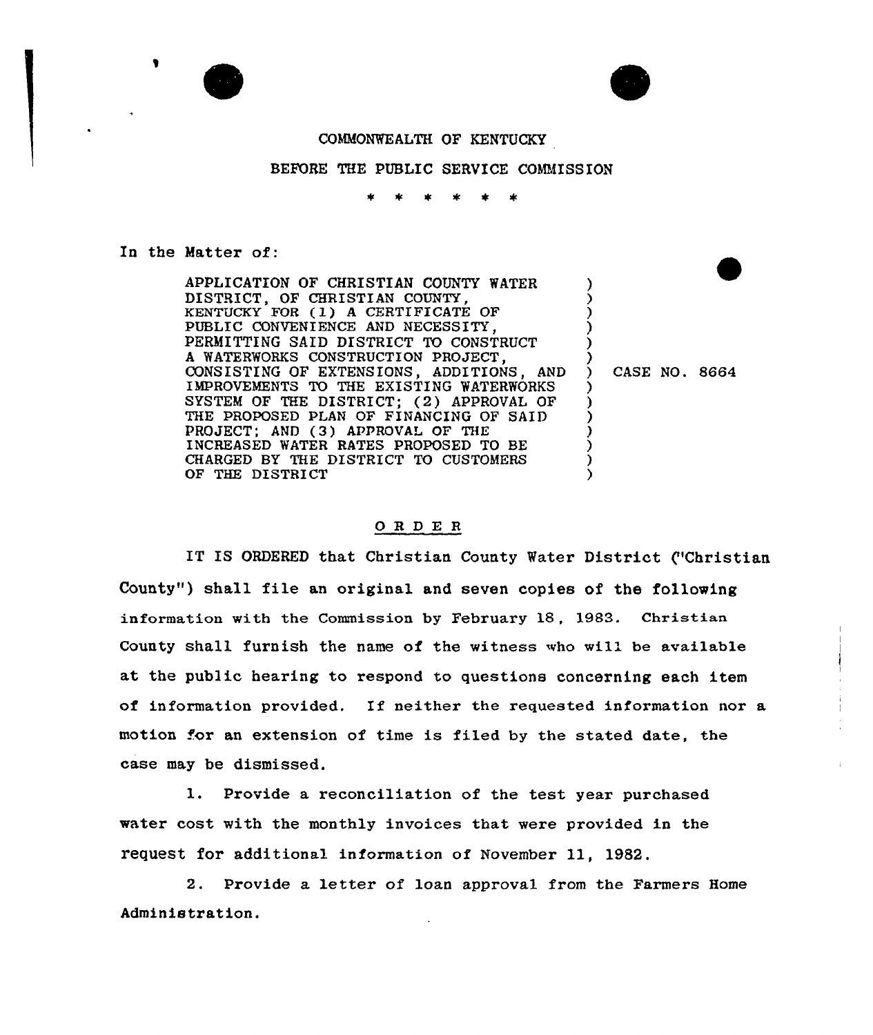COMMONWEALTH OF KENTUCKY

BEFORE THE PUBLIC SERVICE COMMISSION

\* \* \* \* \* \*

In the Matter of:

| | |
|---|---|
| APPLICATION OF CHRISTIAN COUNTY WATER DISTRICT, OF CHRISTIAN COUNTY, KENTUCKY FOR (1) A CERTIFICATE OF PUBLIC CONVENIENCE AND NECESSITY, PERMITTING SAID DISTRICT TO CONSTRUCT A WATERWORKS CONSTRUCTION PROJECT, CONSISTING OF EXTENSIONS, ADDITIONS, AND IMPROVEMENTS TO THE EXISTING WATERWORKS SYSTEM OF THE DISTRICT; (2) APPROVAL OF THE PROPOSED PLAN OF FINANCING OF SAID PROJECT; AND (3) APPROVAL OF THE INCREASED WATER RATES PROPOSED TO BE CHARGED BY THE DISTRICT TO CUSTOMERS OF THE DISTRICT | CASE NO. 8664 |

## O R D E R

IT IS ORDERED that Christian County Water District ("Christian County") shall file an original and seven copies of the following information with the Commission by February 18, 1983. Christian County shall furnish the name of the witness who will be available at the public hearing to respond to questions concerning each item of information provided. If neither the requested information nor a motion for an extension of time is filed by the stated date, the case may be dismissed.

1. Provide a reconciliation of the test year purchased water cost with the monthly invoices that were provided in the request for additional information of November 11, 1982.

2. Provide a letter of loan approval from the Farmers Home Administration.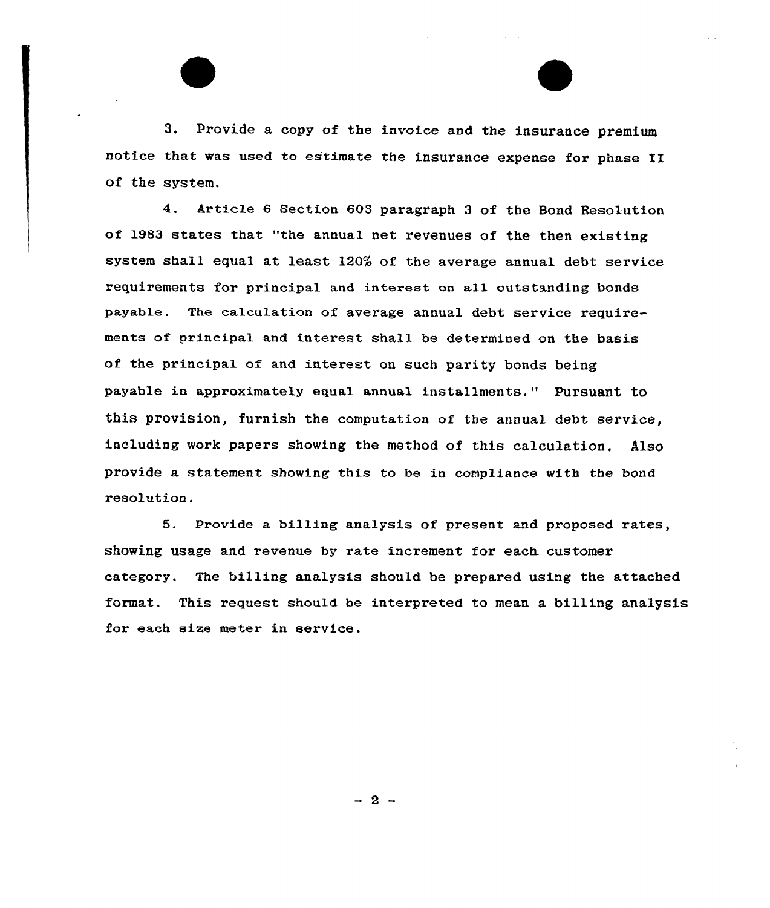3. Provide a copy of the invoice and the insurance premium notice that was used to estimate the insurance expense for phase II of the system.

4. Article 6 Section 603 paragraph 3 of the Bond Resolution of 1983 states that "the annual net revenues of the then existing system shall equal at least 120% of the average annual debt service requirements for principal and interest on all outstanding bonds payable. The calculation of average annual debt service requirements of principal and interest shall be determined on the basis of the principal of and interest on such parity bonds being payable in approximately equal annual installments." Pursuant to this provision, furnish the computation of the annual debt service, including work papers showing the method of this calculation. Also provide a statement showing this to be in compliance with the bond resolution.

5. Provide a billing analysis of present and proposed rates, showing usage and revenue by rate increment for each customer category. The billing analysis should be prepared using the attached format. This request should be interpreted to mean a billing analysis for each size meter in service.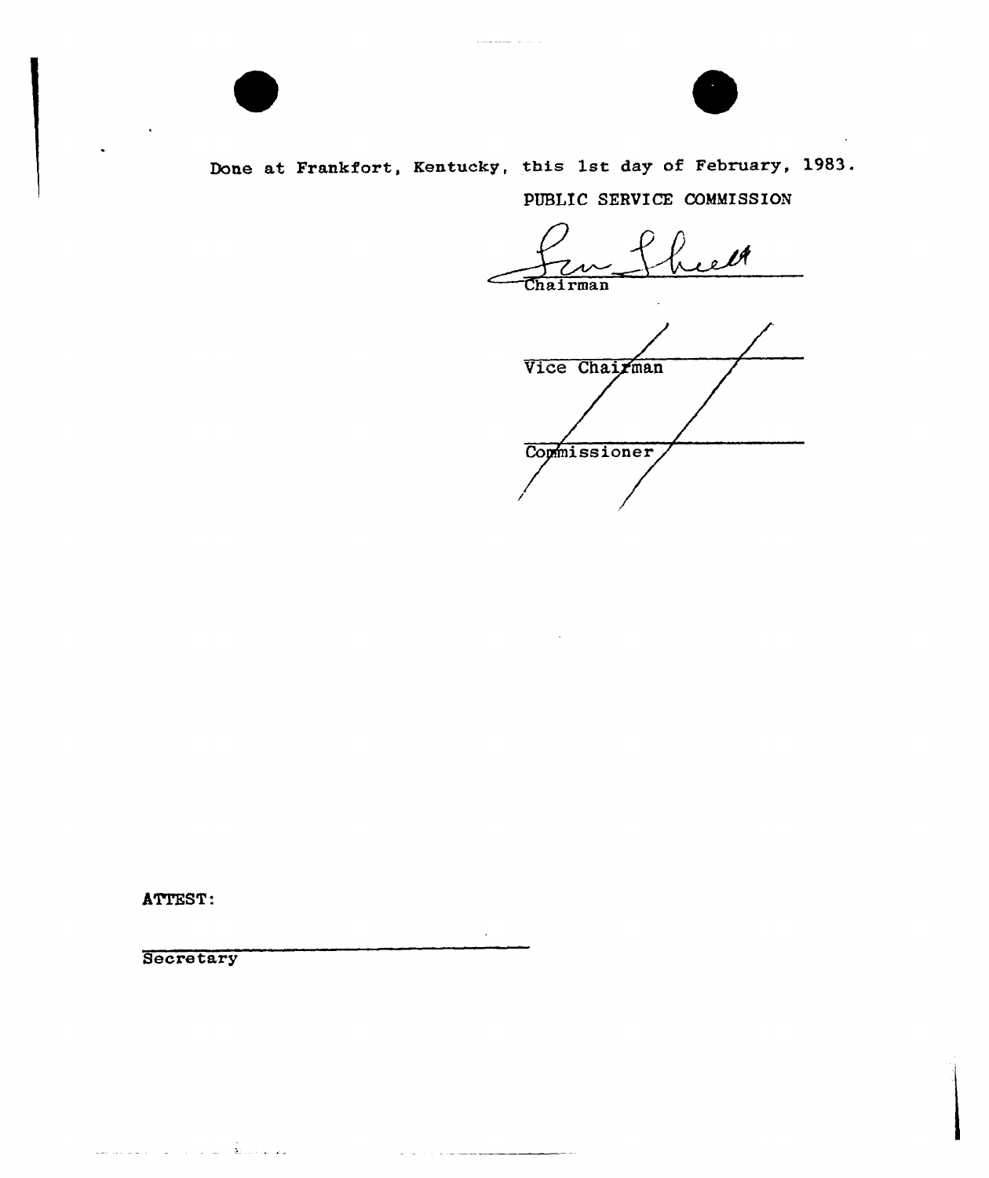Done at Frankfort, Kentucky, this 1st day of February, 1983.

PUBLIC SERVICE COMMISSION

Chairman

Vice Chairman

Commissioner

ATTEST:

Secretary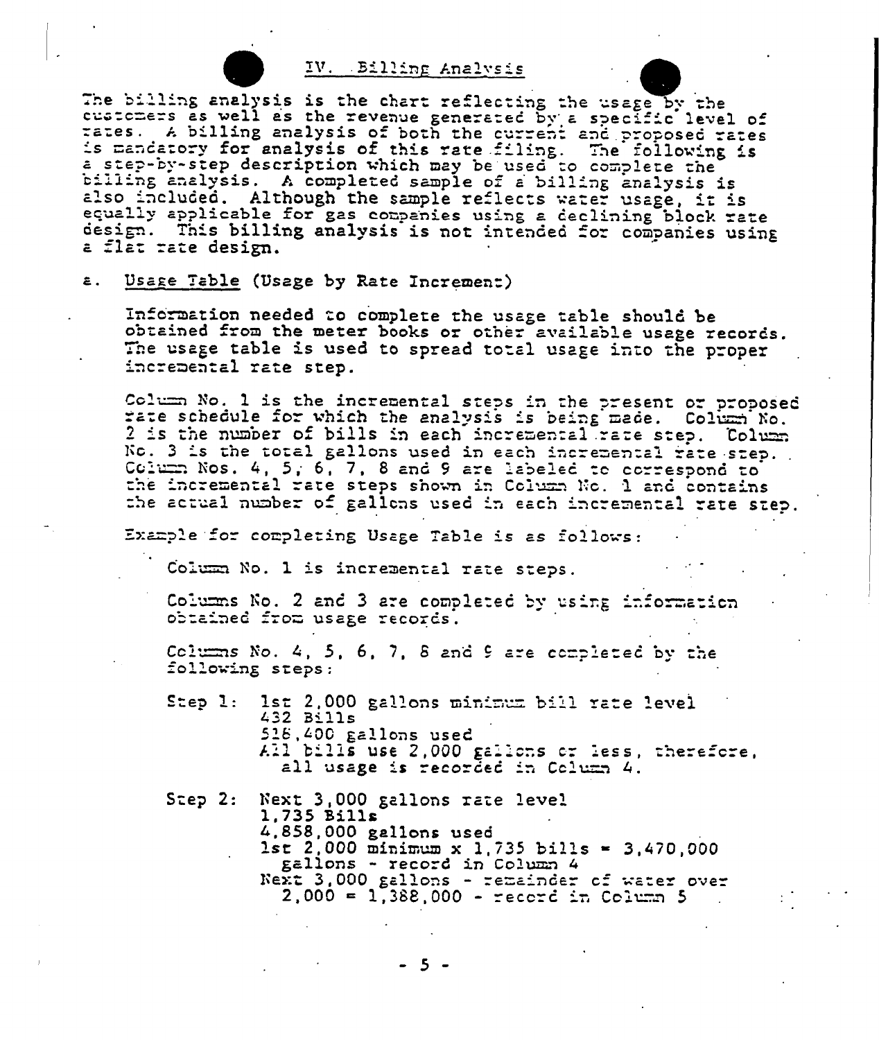## IV. Billing Analysis

The billing analysis is the chart reflecting the usage by the customers as well as the revenue generated by a specific level of rates. A billing analysis of both the current and proposed rates is mandatory for analysis of this rate filing. The following is a step-by-step description which may be used to complete the billing analysis. A completed sample of a billing analysis is also included. Although the sample reflects water usage, it is equally applicable for gas companies using a declining block rate design. This billing analysis is not intended for companies using a flat rate design.

a. Usage Table (Usage by Rate Increment)

Information needed to complete the usage table should be obtained from the meter books or other available usage records. The usage table is used to spread total usage into the proper incremental rate step.

Column No. 1 is the incremental steps in the present or proposed rate schedule for which the analysis is being made. Column No. 2 is the number of bills in each incremental rate step. Column No. 3 is the total gallons used in each incremental rate step. Column Nos. 4, 5, 6, 7, 8 and 9 are labeled to correspond to the incremental rate steps shown in Column No. 1 and contains the actual number of gallons used in each incremental rate step.

Example for completing Usage Table is as follows:

Column No. 1 is incremental rate steps.

Columns No. 2 and 3 are completed by using information obtained from usage records.

Columns No. 4, 5, 6, 7, 8 and 9 are completed by the following steps:

Step 1: 1st 2,000 gallons minimum bill rate level
432 Bills
516,400 gallons used
All bills use 2,000 gallons or less, therefore, all usage is recorded in Column 4.

Step 2: Next 3,000 gallons rate level
1,735 Bills
4,858,000 gallons used
1st 2,000 minimum x 1,735 bills = 3,470,000 gallons - record in Column 4
Next 3,000 gallons - remainder of water over 2,000 = 1,388,000 - record in Column 5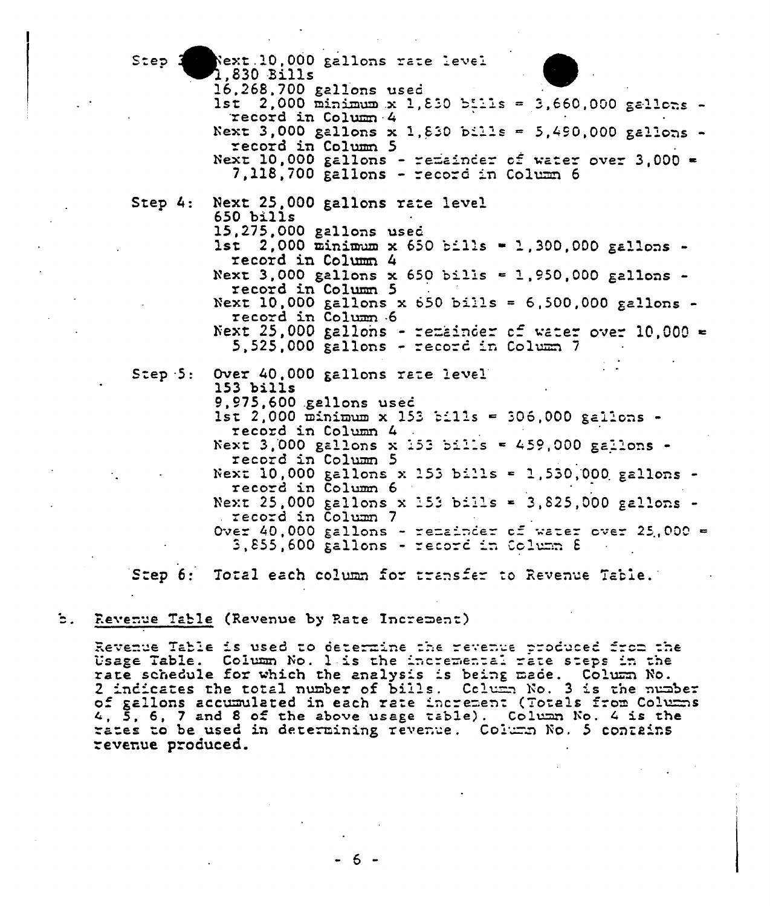Step 3: Next 10,000 gallons rate level
1,830 Bills
16,268,700 gallons used
1st 2,000 minimum x 1,830 bills = 3,660,000 gallons - record in Column 4
Next 3,000 gallons x 1,830 bills = 5,490,000 gallons - record in Column 5
Next 10,000 gallons - remainder of water over 3,000 = 7,118,700 gallons - record in Column 6

Step 4: Next 25,000 gallons rate level
650 bills
15,275,000 gallons used
1st 2,000 minimum x 650 bills = 1,300,000 gallons - record in Column 4
Next 3,000 gallons x 650 bills = 1,950,000 gallons - record in Column 5
Next 10,000 gallons x 650 bills = 6,500,000 gallons - record in Column 6
Next 25,000 gallons - remainder of water over 10,000 = 5,525,000 gallons - record in Column 7

Step 5: Over 40,000 gallons rate level
153 bills
9,975,600 gallons used
1st 2,000 minimum x 153 bills = 306,000 gallons - record in Column 4
Next 3,000 gallons x 153 bills = 459,000 gallons - record in Column 5
Next 10,000 gallons x 153 bills = 1,530,000 gallons - record in Column 6
Next 25,000 gallons x 153 bills = 3,825,000 gallons - record in Column 7
Over 40,000 gallons - remainder of water over 25,000 = 3,855,600 gallons - record in Column 8

Step 6: Total each column for transfer to Revenue Table.

b. Revenue Table (Revenue by Rate Increment)

Revenue Table is used to determine the revenue produced from the Usage Table. Column No. 1 is the incremental rate steps in the rate schedule for which the analysis is being made. Column No. 2 indicates the total number of bills. Column No. 3 is the number of gallons accumulated in each rate increment (Totals from Columns 4, 5, 6, 7 and 8 of the above usage table). Column No. 4 is the rates to be used in determining revenue. Column No. 5 contains revenue produced.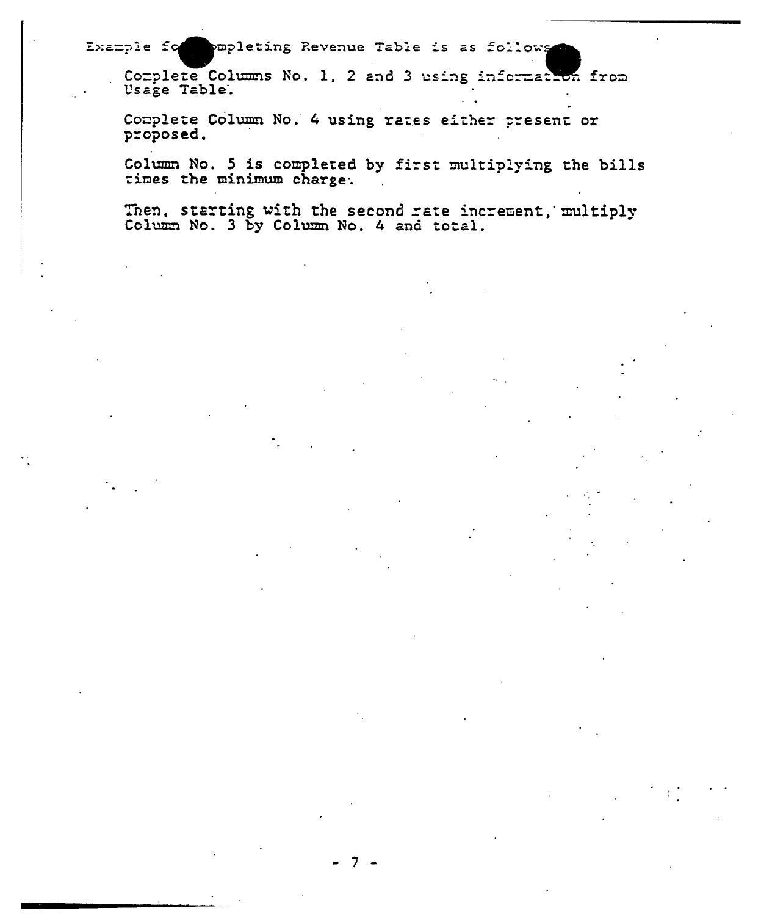Example for completing Revenue Table is as follows:

Complete Columns No. 1, 2 and 3 using information from Usage Table.

Complete Column No. 4 using rates either present or proposed.

Column No. 5 is completed by first multiplying the bills times the minimum charge.

Then, starting with the second rate increment, multiply Column No. 3 by Column No. 4 and total.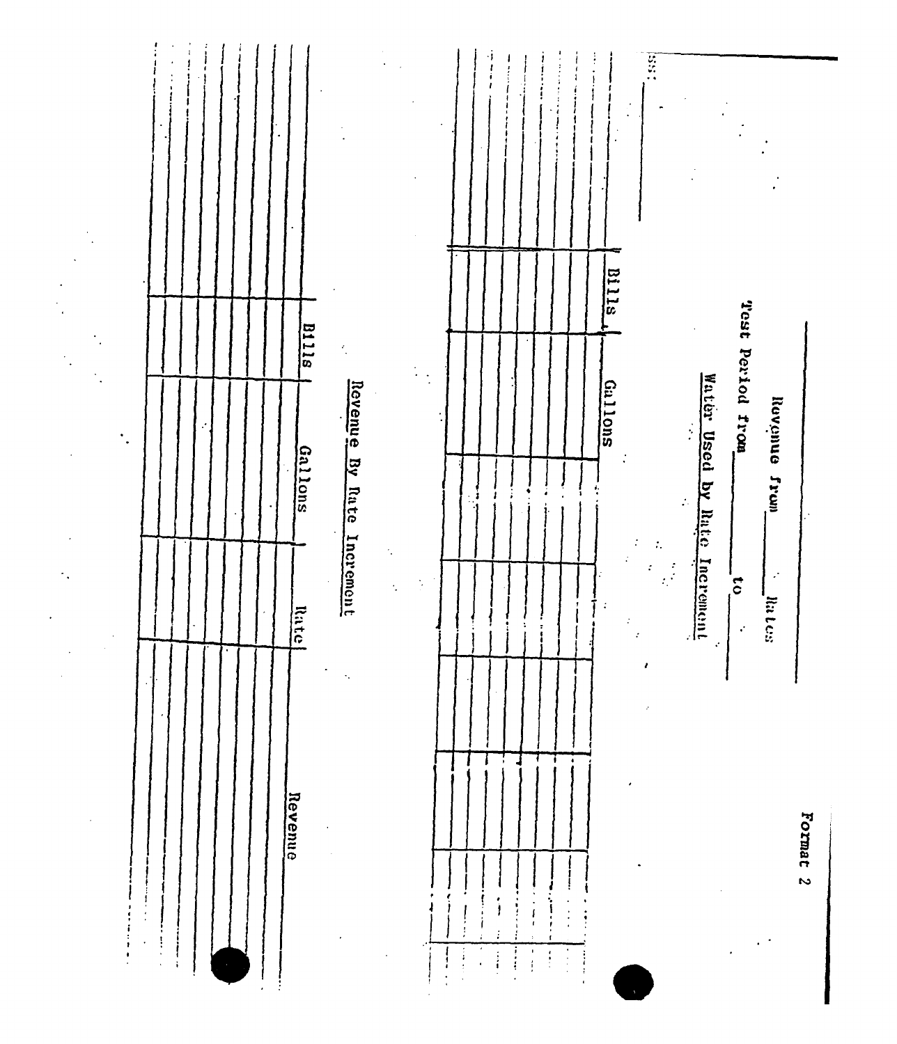Format 2

Revenue from \_\_\_\_\_\_\_\_ Rates

Test Period from \_\_\_\_\_\_\_\_ to \_\_\_\_\_\_\_\_

Water Used by Rate Increment

| Bills | Gallons | | | | | | |
|---|---|---|---|---|---|---|---|
| | | | | | | | |
| | | | | | | | |
| | | | | | | | |
| | | | | | | | |
| | | | | | | | |
| | | | | | | | |
| | | | | | | | |
| | | | | | | | |

Revenue By Rate Increment

| Bills | Gallons | Rate | Revenue |
|---|---|---|---|
| | | | |
| | | | |
| | | | |
| | | | |
| | | | |
| | | | |
| | | | |
| | | | |
| | | | |